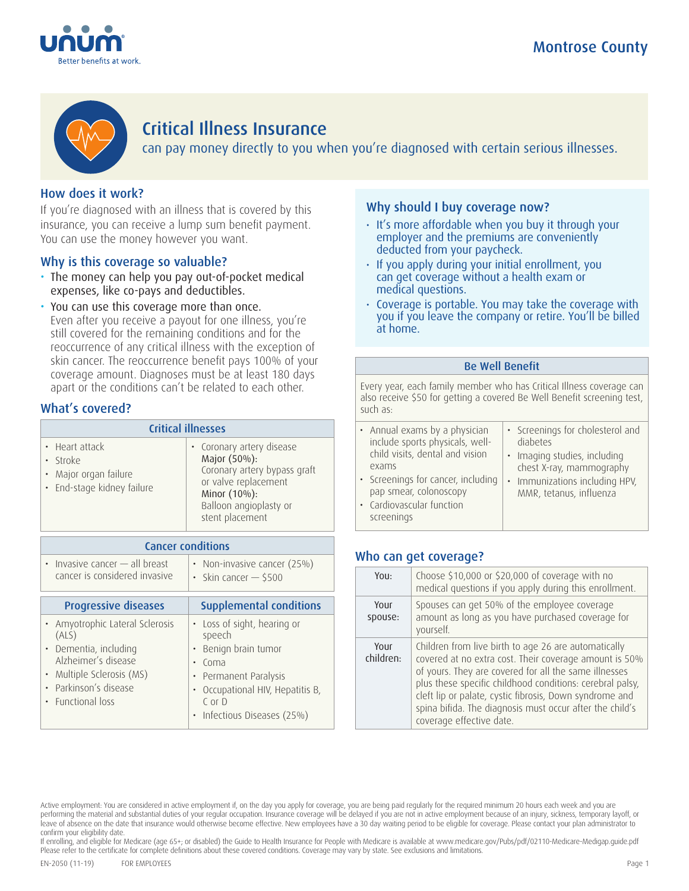Montrose County

# Critical Illness Insurance

can pay money directly to you when you're diagnosed with certain serious illnesses.

## How does it work?

If you're diagnosed with an illness that is covered by this insurance, you can receive a lump sum benefit payment. You can use the money however you want.

## Why is this coverage so valuable?

- The money can help you pay out-of-pocket medical expenses, like co-pays and deductibles.
- You can use this coverage more than once.
  Even after you receive a payout for one illness, you're still covered for the remaining conditions and for the reoccurrence of any critical illness with the exception of skin cancer. The reoccurrence benefit pays 100% of your coverage amount. Diagnoses must be at least 180 days apart or the conditions can't be related to each other.

## What's covered?

| Critical illnesses | |
|---|---|
| • Heart attack<br>• Stroke<br>• Major organ failure<br>• End-stage kidney failure | • Coronary artery disease<br>Major (50%):<br>Coronary artery bypass graft or valve replacement<br>Minor (10%):<br>Balloon angioplasty or stent placement |

| Cancer conditions | |
|---|---|
| • Invasive cancer — all breast cancer is considered invasive | • Non-invasive cancer (25%)<br>• Skin cancer — $500 |

| Progressive diseases | Supplemental conditions |
|---|---|
| • Amyotrophic Lateral Sclerosis (ALS)<br>• Dementia, including Alzheimer's disease<br>• Multiple Sclerosis (MS)<br>• Parkinson's disease<br>• Functional loss | • Loss of sight, hearing or speech<br>• Benign brain tumor<br>• Coma<br>• Permanent Paralysis<br>• Occupational HIV, Hepatitis B, C or D<br>• Infectious Diseases (25%) |

## Why should I buy coverage now?

- It's more affordable when you buy it through your employer and the premiums are conveniently deducted from your paycheck.
- If you apply during your initial enrollment, you can get coverage without a health exam or medical questions.
- Coverage is portable. You may take the coverage with you if you leave the company or retire. You'll be billed at home.

| Be Well Benefit | |
|---|---|
| Every year, each family member who has Critical Illness coverage can also receive $50 for getting a covered Be Well Benefit screening test, such as: | |
| • Annual exams by a physician include sports physicals, well-child visits, dental and vision exams<br>• Screenings for cancer, including pap smear, colonoscopy<br>• Cardiovascular function screenings | • Screenings for cholesterol and diabetes<br>• Imaging studies, including chest X-ray, mammography<br>• Immunizations including HPV, MMR, tetanus, influenza |

## Who can get coverage?

| | |
|---|---|
| You: | Choose $10,000 or $20,000 of coverage with no medical questions if you apply during this enrollment. |
| Your spouse: | Spouses can get 50% of the employee coverage amount as long as you have purchased coverage for yourself. |
| Your children: | Children from live birth to age 26 are automatically covered at no extra cost. Their coverage amount is 50% of yours. They are covered for all the same illnesses plus these specific childhood conditions: cerebral palsy, cleft lip or palate, cystic fibrosis, Down syndrome and spina bifida. The diagnosis must occur after the child's coverage effective date. |

Active employment: You are considered in active employment if, on the day you apply for coverage, you are being paid regularly for the required minimum 20 hours each week and you are performing the material and substantial duties of your regular occupation. Insurance coverage will be delayed if you are not in active employment because of an injury, sickness, temporary layoff, or leave of absence on the date that insurance would otherwise become effective. New employees have a 30 day waiting period to be eligible for coverage. Please contact your plan administrator to confirm your eligibility date.
If enrolling, and eligible for Medicare (age 65+; or disabled) the Guide to Health Insurance for People with Medicare is available at www.medicare.gov/Pubs/pdf/02110-Medicare-Medigap.guide.pdf
Please refer to the certificate for complete definitions about these covered conditions. Coverage may vary by state. See exclusions and limitations.

EN-2050 (11-19) FOR EMPLOYEES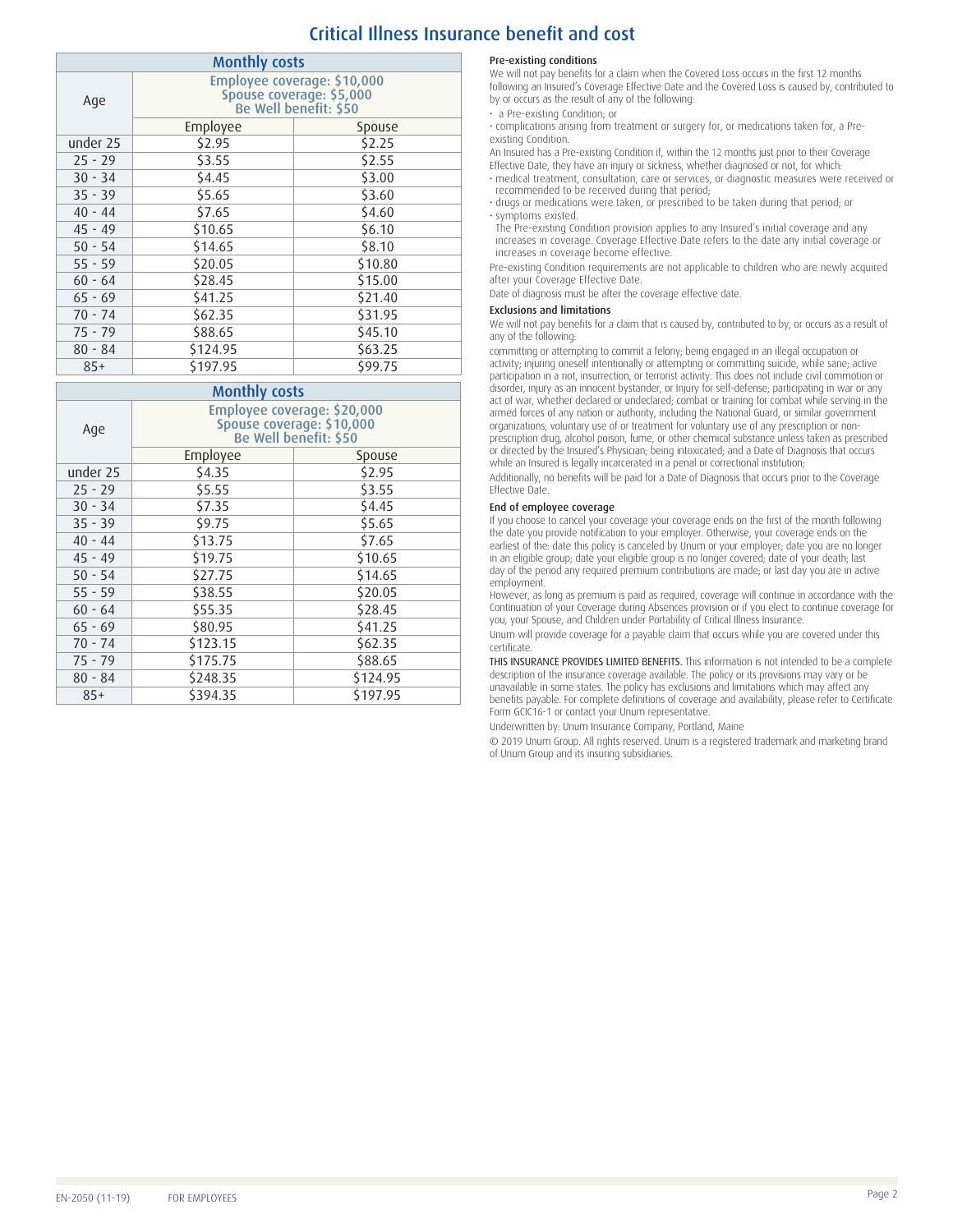# Critical Illness Insurance benefit and cost

| Monthly costs | | |
|---|---|---|
| Age | Employee coverage: $10,000 Spouse coverage: $5,000 Be Well benefit: $50 | |
| | Employee | Spouse |
| under 25 | $2.95 | $2.25 |
| 25 - 29 | $3.55 | $2.55 |
| 30 - 34 | $4.45 | $3.00 |
| 35 - 39 | $5.65 | $3.60 |
| 40 - 44 | $7.65 | $4.60 |
| 45 - 49 | $10.65 | $6.10 |
| 50 - 54 | $14.65 | $8.10 |
| 55 - 59 | $20.05 | $10.80 |
| 60 - 64 | $28.45 | $15.00 |
| 65 - 69 | $41.25 | $21.40 |
| 70 - 74 | $62.35 | $31.95 |
| 75 - 79 | $88.65 | $45.10 |
| 80 - 84 | $124.95 | $63.25 |
| 85+ | $197.95 | $99.75 |

| Monthly costs | | |
|---|---|---|
| Age | Employee coverage: $20,000 Spouse coverage: $10,000 Be Well benefit: $50 | |
| | Employee | Spouse |
| under 25 | $4.35 | $2.95 |
| 25 - 29 | $5.55 | $3.55 |
| 30 - 34 | $7.35 | $4.45 |
| 35 - 39 | $9.75 | $5.65 |
| 40 - 44 | $13.75 | $7.65 |
| 45 - 49 | $19.75 | $10.65 |
| 50 - 54 | $27.75 | $14.65 |
| 55 - 59 | $38.55 | $20.05 |
| 60 - 64 | $55.35 | $28.45 |
| 65 - 69 | $80.95 | $41.25 |
| 70 - 74 | $123.15 | $62.35 |
| 75 - 79 | $175.75 | $88.65 |
| 80 - 84 | $248.35 | $124.95 |
| 85+ | $394.35 | $197.95 |

### Pre-existing conditions

We will not pay benefits for a claim when the Covered Loss occurs in the first 12 months following an Insured's Coverage Effective Date and the Covered Loss is caused by, contributed to by or occurs as the result of any of the following:

- a Pre-existing Condition; or
- complications arising from treatment or surgery for, or medications taken for, a Pre-existing Condition.

An Insured has a Pre-existing Condition if, within the 12 months just prior to their Coverage Effective Date, they have an injury or sickness, whether diagnosed or not, for which:

- medical treatment, consultation, care or services, or diagnostic measures were received or recommended to be received during that period;
- drugs or medications were taken, or prescribed to be taken during that period; or
- symptoms existed.

  The Pre-existing Condition provision applies to any Insured's initial coverage and any increases in coverage. Coverage Effective Date refers to the date any initial coverage or increases in coverage become effective.

Pre-existing Condition requirements are not applicable to children who are newly acquired after your Coverage Effective Date.

Date of diagnosis must be after the coverage effective date.

### Exclusions and limitations

We will not pay benefits for a claim that is caused by, contributed to by, or occurs as a result of any of the following:

committing or attempting to commit a felony; being engaged in an illegal occupation or activity; injuring oneself intentionally or attempting or committing suicide, while sane; active participation in a riot, insurrection, or terrorist activity. This does not include civil commotion or disorder, injury as an innocent bystander, or Injury for self-defense; participating in war or any act of war, whether declared or undeclared; combat or training for combat while serving in the armed forces of any nation or authority, including the National Guard, or similar government organizations; voluntary use of or treatment for voluntary use of any prescription or non-prescription drug, alcohol poison, fume, or other chemical substance unless taken as prescribed or directed by the Insured's Physician; being intoxicated; and a Date of Diagnosis that occurs while an Insured is legally incarcerated in a penal or correctional institution;

Additionally, no benefits will be paid for a Date of Diagnosis that occurs prior to the Coverage Effective Date.

### End of employee coverage

If you choose to cancel your coverage your coverage ends on the first of the month following the date you provide notification to your employer. Otherwise, your coverage ends on the earliest of the: date this policy is canceled by Unum or your employer; date you are no longer in an eligible group; date your eligible group is no longer covered; date of your death; last day of the period any required premium contributions are made; or last day you are in active employment.

However, as long as premium is paid as required, coverage will continue in accordance with the Continuation of your Coverage during Absences provision or if you elect to continue coverage for you, your Spouse, and Children under Portability of Critical Illness Insurance.

Unum will provide coverage for a payable claim that occurs while you are covered under this certificate.

THIS INSURANCE PROVIDES LIMITED BENEFITS. This information is not intended to be a complete description of the insurance coverage available. The policy or its provisions may vary or be unavailable in some states. The policy has exclusions and limitations which may affect any benefits payable. For complete definitions of coverage and availability, please refer to Certificate Form GCIC16-1 or contact your Unum representative.

Underwritten by: Unum Insurance Company, Portland, Maine

© 2019 Unum Group. All rights reserved. Unum is a registered trademark and marketing brand of Unum Group and its insuring subsidiaries.

EN-2050 (11-19) FOR EMPLOYEES